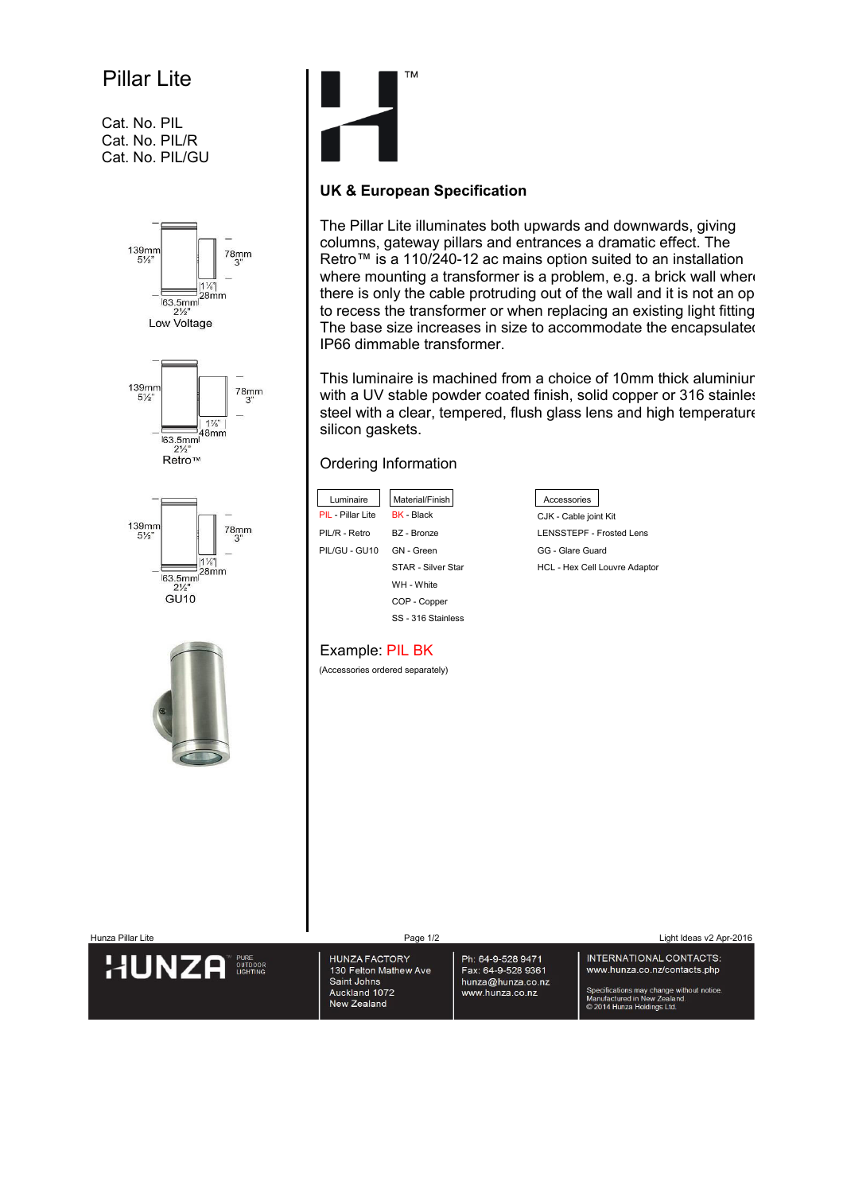# Pillar Lite

Cat. No. PIL
Cat. No. PIL/R
Cat. No. PIL/GU

139mm 5½" | 78mm 3" | 1⅛" 28mm | 63.5mm 2½"
Low Voltage

139mm 5½" | 78mm 3" | 1⅞" 48mm | 63.5mm 2½"
Retro™

139mm 5½" | 78mm 3" | 1⅛" 28mm | 63.5mm 2½"
GU10

## UK & European Specification

The Pillar Lite illuminates both upwards and downwards, giving columns, gateway pillars and entrances a dramatic effect. The Retro™ is a 110/240-12 ac mains option suited to an installation where mounting a transformer is a problem, e.g. a brick wall where there is only the cable protruding out of the wall and it is not an op to recess the transformer or when replacing an existing light fitting The base size increases in size to accommodate the encapsulated IP66 dimmable transformer.

This luminaire is machined from a choice of 10mm thick aluminiur with a UV stable powder coated finish, solid copper or 316 stainles steel with a clear, tempered, flush glass lens and high temperature silicon gaskets.

### Ordering Information

| Luminaire | Material/Finish | Accessories |
|---|---|---|
| PIL - Pillar Lite | BK - Black | CJK - Cable joint Kit |
| PIL/R - Retro | BZ - Bronze | LENSSTEPF - Frosted Lens |
| PIL/GU - GU10 | GN - Green | GG - Glare Guard |
| | STAR - Silver Star | HCL - Hex Cell Louvre Adaptor |
| | WH - White | |
| | COP - Copper | |
| | SS - 316 Stainless | |

Example: PIL BK

(Accessories ordered separately)

HUNZA PURE OUTDOOR LIGHTING

HUNZA FACTORY
130 Felton Mathew Ave
Saint Johns
Auckland 1072
New Zealand

Ph: 64-9-528 9471
Fax: 64-9-528 9361
hunza@hunza.co.nz
www.hunza.co.nz

INTERNATIONAL CONTACTS:
www.hunza.co.nz/contacts.php

Specifications may change without notice.
Manufactured in New Zealand.
© 2014 Hunza Holdings Ltd.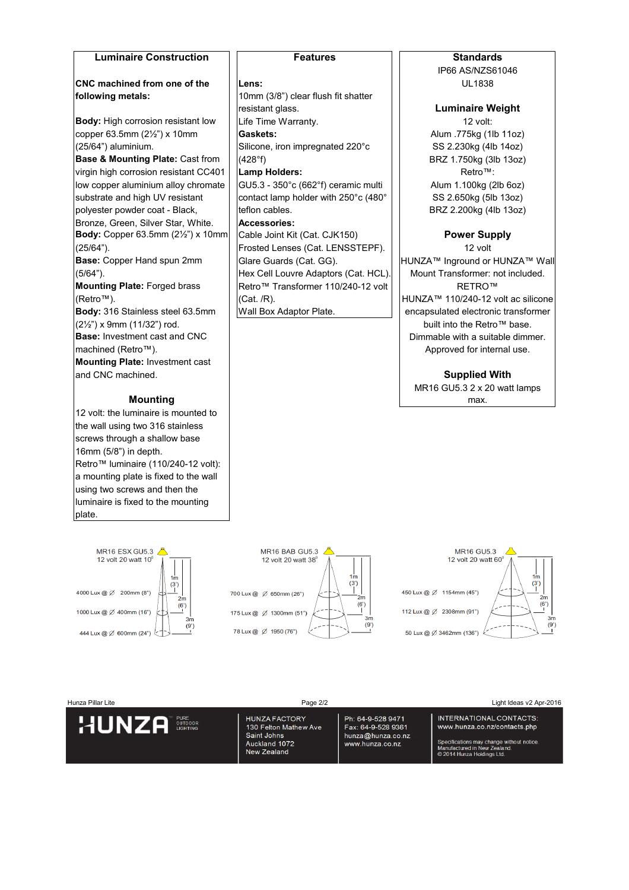## Luminaire Construction

**CNC machined from one of the following metals:**

**Body:** High corrosion resistant low copper 63.5mm (2½") x 10mm (25/64") aluminium.
**Base & Mounting Plate:** Cast from virgin high corrosion resistant CC401 low copper aluminium alloy chromate substrate and high UV resistant polyester powder coat - Black, Bronze, Green, Silver Star, White.
**Body:** Copper 63.5mm (2½") x 10mm (25/64").
**Base:** Copper Hand spun 2mm (5/64").
**Mounting Plate:** Forged brass (Retro™).
**Body:** 316 Stainless steel 63.5mm (2½") x 9mm (11/32") rod.
**Base:** Investment cast and CNC machined (Retro™).
**Mounting Plate:** Investment cast and CNC machined.

## Mounting

12 volt: the luminaire is mounted to the wall using two 316 stainless screws through a shallow base 16mm (5/8") in depth.
Retro™ luminaire (110/240-12 volt): a mounting plate is fixed to the wall using two screws and then the luminaire is fixed to the mounting plate.

## Features

**Lens:**
10mm (3/8") clear flush fit shatter resistant glass.
Life Time Warranty.
**Gaskets:**
Silicone, iron impregnated 220°c (428°f)
**Lamp Holders:**
GU5.3 - 350°c (662°f) ceramic multi contact lamp holder with 250°c (480° teflon cables.
**Accessories:**
Cable Joint Kit (Cat. CJK150)
Frosted Lenses (Cat. LENSSTEPF).
Glare Guards (Cat. GG).
Hex Cell Louvre Adaptors (Cat. HCL).
Retro™ Transformer 110/240-12 volt (Cat. /R).
Wall Box Adaptor Plate.

## Standards

IP66 AS/NZS61046
UL1838

## Luminaire Weight

12 volt:
Alum .775kg (1lb 11oz)
SS 2.230kg (4lb 14oz)
BRZ 1.750kg (3lb 13oz)
Retro™:
Alum 1.100kg (2lb 6oz)
SS 2.650kg (5lb 13oz)
BRZ 2.200kg (4lb 13oz)

## Power Supply

12 volt
HUNZA™ Inground or HUNZA™ Wall Mount Transformer: not included.
RETRO™
HUNZA™ 110/240-12 volt ac silicone encapsulated electronic transformer built into the Retro™ base.
Dimmable with a suitable dimmer.
Approved for internal use.

## Supplied With

MR16 GU5.3 2 x 20 watt lamps max.

MR16 ESX GU5.3
12 volt 20 watt 10°
4000 Lux @ ∅ 200mm (8") — 1m (3')
1000 Lux @ ∅ 400mm (16") — 2m (6')
444 Lux @ ∅ 600mm (24") — 3m (9')

MR16 BAB GU5.3
12 volt 20 watt 38°
700 Lux @ ∅ 650mm (26") — 1m (3')
175 Lux @ ∅ 1300mm (51") — 2m (6')
78 Lux @ ∅ 1950 (76") — 3m (9')

MR16 GU5.3
12 volt 20 watt 60°
450 Lux @ ∅ 1154mm (45") — 1m (3')
112 Lux @ ∅ 2308mm (91") — 2m (6')
50 Lux @ ∅ 3462mm (136") — 3m (9')

HUNZA FACTORY
130 Felton Mathew Ave
Saint Johns
Auckland 1072
New Zealand

Ph: 64-9-528 9471
Fax: 64-9-528 9361
hunza@hunza.co.nz
www.hunza.co.nz

INTERNATIONAL CONTACTS:
www.hunza.co.nz/contacts.php

Specifications may change without notice.
Manufactured in New Zealand.
© 2014 Hunza Holdings Ltd.